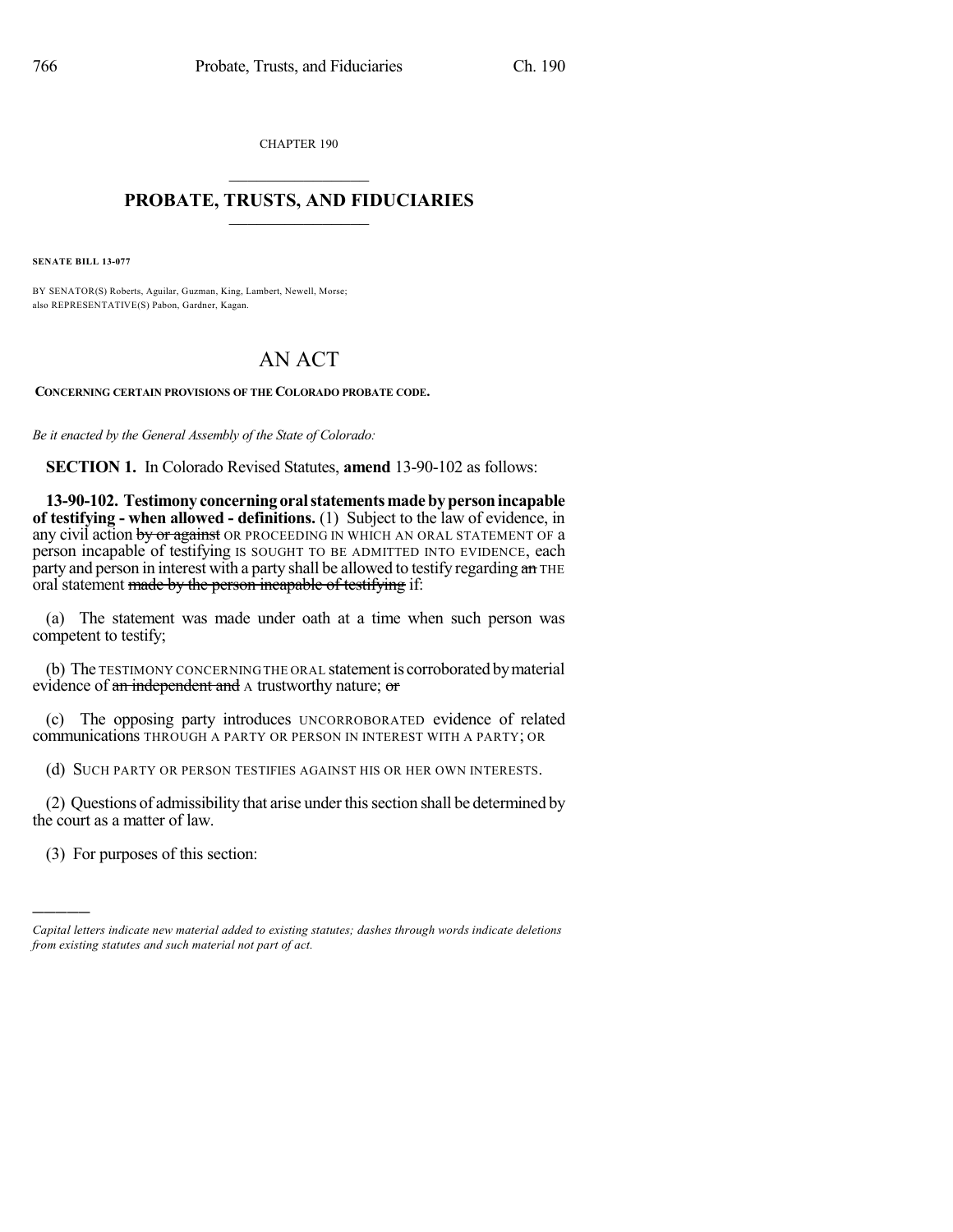CHAPTER 190

## PROBATE, TRUSTS, AND FIDUCIARIES

**SENATE BILL 13-077**

BY SENATOR(S) Roberts, Aguilar, Guzman, King, Lambert, Newell, Morse;
also REPRESENTATIVE(S) Pabon, Gardner, Kagan.

# AN ACT

**CONCERNING CERTAIN PROVISIONS OF THE COLORADO PROBATE CODE.**

*Be it enacted by the General Assembly of the State of Colorado:*

**SECTION 1.** In Colorado Revised Statutes, **amend** 13-90-102 as follows:

**13-90-102. Testimony concerning oral statements made by person incapable of testifying - when allowed - definitions.** (1) Subject to the law of evidence, in any civil action ~~by or against~~ OR PROCEEDING IN WHICH AN ORAL STATEMENT OF a person incapable of testifying IS SOUGHT TO BE ADMITTED INTO EVIDENCE, each party and person in interest with a party shall be allowed to testify regarding ~~an~~ THE oral statement ~~made by the person incapable of testifying~~ if:

(a) The statement was made under oath at a time when such person was competent to testify;

(b) The TESTIMONY CONCERNING THE ORAL statement is corroborated by material evidence of ~~an independent and~~ A trustworthy nature; ~~or~~

(c) The opposing party introduces UNCORROBORATED evidence of related communications THROUGH A PARTY OR PERSON IN INTEREST WITH A PARTY; OR

(d) SUCH PARTY OR PERSON TESTIFIES AGAINST HIS OR HER OWN INTERESTS.

(2) Questions of admissibility that arise under this section shall be determined by the court as a matter of law.

(3) For purposes of this section:

---

*Capital letters indicate new material added to existing statutes; dashes through words indicate deletions from existing statutes and such material not part of act.*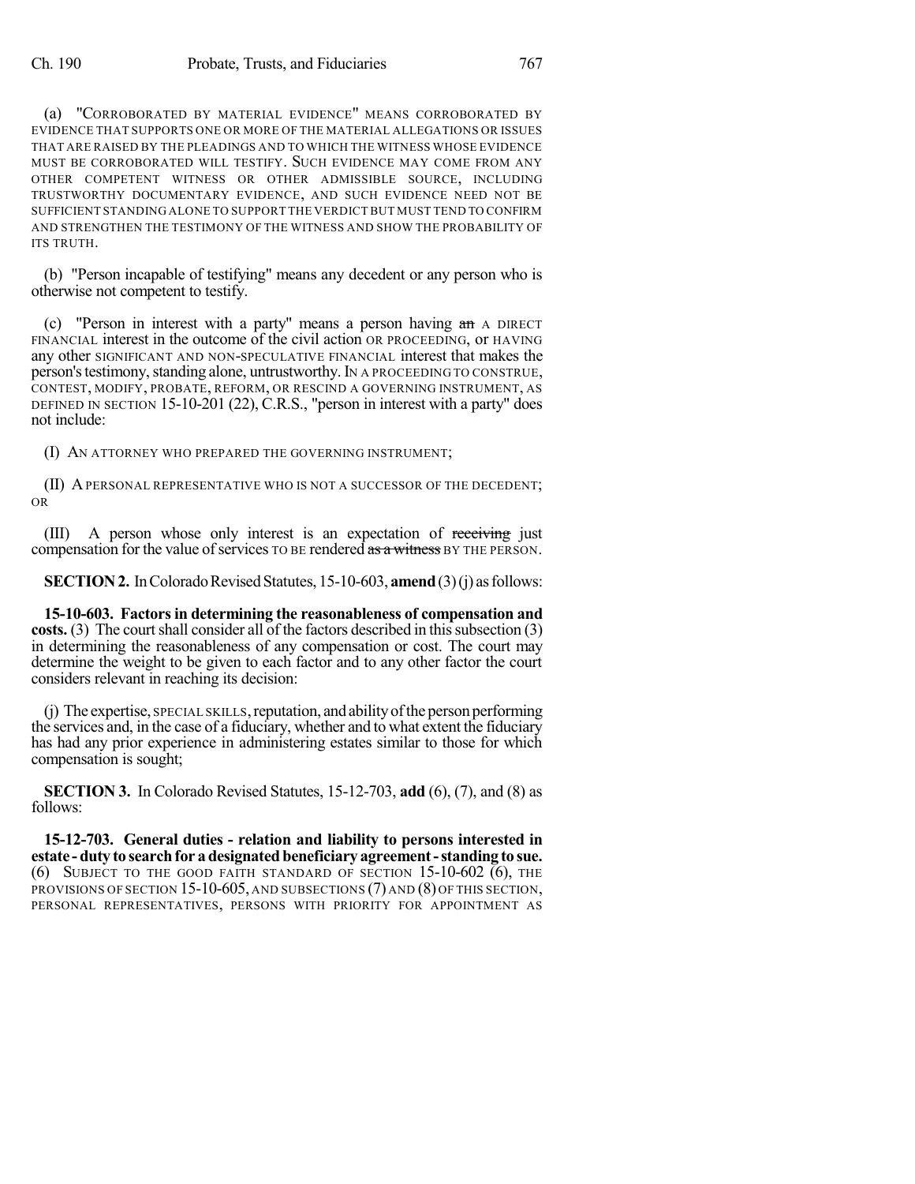(a) "CORROBORATED BY MATERIAL EVIDENCE" MEANS CORROBORATED BY EVIDENCE THAT SUPPORTS ONE OR MORE OF THE MATERIAL ALLEGATIONS OR ISSUES THAT ARE RAISED BY THE PLEADINGS AND TO WHICH THE WITNESS WHOSE EVIDENCE MUST BE CORROBORATED WILL TESTIFY. SUCH EVIDENCE MAY COME FROM ANY OTHER COMPETENT WITNESS OR OTHER ADMISSIBLE SOURCE, INCLUDING TRUSTWORTHY DOCUMENTARY EVIDENCE, AND SUCH EVIDENCE NEED NOT BE SUFFICIENT STANDING ALONE TO SUPPORT THE VERDICT BUT MUST TEND TO CONFIRM AND STRENGTHEN THE TESTIMONY OF THE WITNESS AND SHOW THE PROBABILITY OF ITS TRUTH.

(b) "Person incapable of testifying" means any decedent or any person who is otherwise not competent to testify.

(c) "Person in interest with a party" means a person having ~~an~~ A DIRECT FINANCIAL interest in the outcome of the civil action OR PROCEEDING, or HAVING any other SIGNIFICANT AND NON-SPECULATIVE FINANCIAL interest that makes the person's testimony, standing alone, untrustworthy. IN A PROCEEDING TO CONSTRUE, CONTEST, MODIFY, PROBATE, REFORM, OR RESCIND A GOVERNING INSTRUMENT, AS DEFINED IN SECTION 15-10-201 (22), C.R.S., "person in interest with a party" does not include:

(I) AN ATTORNEY WHO PREPARED THE GOVERNING INSTRUMENT;

(II) A PERSONAL REPRESENTATIVE WHO IS NOT A SUCCESSOR OF THE DECEDENT; OR

(III) A person whose only interest is an expectation of ~~receiving~~ just compensation for the value of services TO BE rendered ~~as a witness~~ BY THE PERSON.

**SECTION 2.** In Colorado Revised Statutes, 15-10-603, **amend** (3) (j) as follows:

**15-10-603. Factors in determining the reasonableness of compensation and costs.** (3) The court shall consider all of the factors described in this subsection (3) in determining the reasonableness of any compensation or cost. The court may determine the weight to be given to each factor and to any other factor the court considers relevant in reaching its decision:

(j) The expertise, SPECIAL SKILLS, reputation, and ability of the person performing the services and, in the case of a fiduciary, whether and to what extent the fiduciary has had any prior experience in administering estates similar to those for which compensation is sought;

**SECTION 3.** In Colorado Revised Statutes, 15-12-703, **add** (6), (7), and (8) as follows:

**15-12-703. General duties - relation and liability to persons interested in estate - duty to search for a designated beneficiary agreement - standing to sue.** (6) SUBJECT TO THE GOOD FAITH STANDARD OF SECTION 15-10-602 (6), THE PROVISIONS OF SECTION 15-10-605, AND SUBSECTIONS (7) AND (8) OF THIS SECTION, PERSONAL REPRESENTATIVES, PERSONS WITH PRIORITY FOR APPOINTMENT AS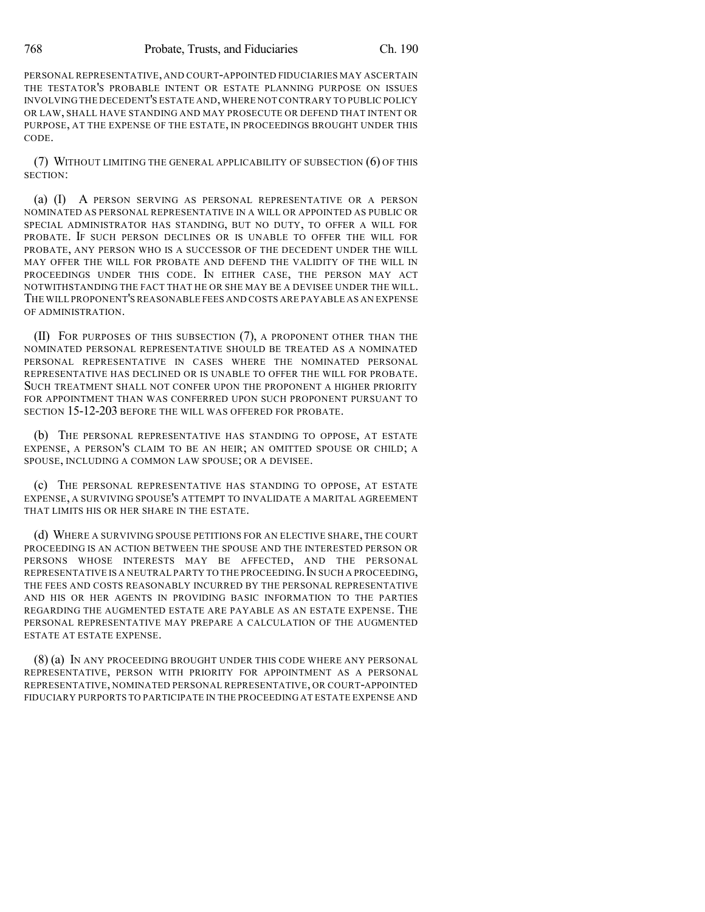PERSONAL REPRESENTATIVE, AND COURT-APPOINTED FIDUCIARIES MAY ASCERTAIN THE TESTATOR'S PROBABLE INTENT OR ESTATE PLANNING PURPOSE ON ISSUES INVOLVING THE DECEDENT'S ESTATE AND, WHERE NOT CONTRARY TO PUBLIC POLICY OR LAW, SHALL HAVE STANDING AND MAY PROSECUTE OR DEFEND THAT INTENT OR PURPOSE, AT THE EXPENSE OF THE ESTATE, IN PROCEEDINGS BROUGHT UNDER THIS CODE.

(7) WITHOUT LIMITING THE GENERAL APPLICABILITY OF SUBSECTION (6) OF THIS SECTION:

(a) (I) A PERSON SERVING AS PERSONAL REPRESENTATIVE OR A PERSON NOMINATED AS PERSONAL REPRESENTATIVE IN A WILL OR APPOINTED AS PUBLIC OR SPECIAL ADMINISTRATOR HAS STANDING, BUT NO DUTY, TO OFFER A WILL FOR PROBATE. IF SUCH PERSON DECLINES OR IS UNABLE TO OFFER THE WILL FOR PROBATE, ANY PERSON WHO IS A SUCCESSOR OF THE DECEDENT UNDER THE WILL MAY OFFER THE WILL FOR PROBATE AND DEFEND THE VALIDITY OF THE WILL IN PROCEEDINGS UNDER THIS CODE. IN EITHER CASE, THE PERSON MAY ACT NOTWITHSTANDING THE FACT THAT HE OR SHE MAY BE A DEVISEE UNDER THE WILL. THE WILL PROPONENT'S REASONABLE FEES AND COSTS ARE PAYABLE AS AN EXPENSE OF ADMINISTRATION.

(II) FOR PURPOSES OF THIS SUBSECTION (7), A PROPONENT OTHER THAN THE NOMINATED PERSONAL REPRESENTATIVE SHOULD BE TREATED AS A NOMINATED PERSONAL REPRESENTATIVE IN CASES WHERE THE NOMINATED PERSONAL REPRESENTATIVE HAS DECLINED OR IS UNABLE TO OFFER THE WILL FOR PROBATE. SUCH TREATMENT SHALL NOT CONFER UPON THE PROPONENT A HIGHER PRIORITY FOR APPOINTMENT THAN WAS CONFERRED UPON SUCH PROPONENT PURSUANT TO SECTION 15-12-203 BEFORE THE WILL WAS OFFERED FOR PROBATE.

(b) THE PERSONAL REPRESENTATIVE HAS STANDING TO OPPOSE, AT ESTATE EXPENSE, A PERSON'S CLAIM TO BE AN HEIR; AN OMITTED SPOUSE OR CHILD; A SPOUSE, INCLUDING A COMMON LAW SPOUSE; OR A DEVISEE.

(c) THE PERSONAL REPRESENTATIVE HAS STANDING TO OPPOSE, AT ESTATE EXPENSE, A SURVIVING SPOUSE'S ATTEMPT TO INVALIDATE A MARITAL AGREEMENT THAT LIMITS HIS OR HER SHARE IN THE ESTATE.

(d) WHERE A SURVIVING SPOUSE PETITIONS FOR AN ELECTIVE SHARE, THE COURT PROCEEDING IS AN ACTION BETWEEN THE SPOUSE AND THE INTERESTED PERSON OR PERSONS WHOSE INTERESTS MAY BE AFFECTED, AND THE PERSONAL REPRESENTATIVE IS A NEUTRAL PARTY TO THE PROCEEDING. IN SUCH A PROCEEDING, THE FEES AND COSTS REASONABLY INCURRED BY THE PERSONAL REPRESENTATIVE AND HIS OR HER AGENTS IN PROVIDING BASIC INFORMATION TO THE PARTIES REGARDING THE AUGMENTED ESTATE ARE PAYABLE AS AN ESTATE EXPENSE. THE PERSONAL REPRESENTATIVE MAY PREPARE A CALCULATION OF THE AUGMENTED ESTATE AT ESTATE EXPENSE.

(8) (a) IN ANY PROCEEDING BROUGHT UNDER THIS CODE WHERE ANY PERSONAL REPRESENTATIVE, PERSON WITH PRIORITY FOR APPOINTMENT AS A PERSONAL REPRESENTATIVE, NOMINATED PERSONAL REPRESENTATIVE, OR COURT-APPOINTED FIDUCIARY PURPORTS TO PARTICIPATE IN THE PROCEEDING AT ESTATE EXPENSE AND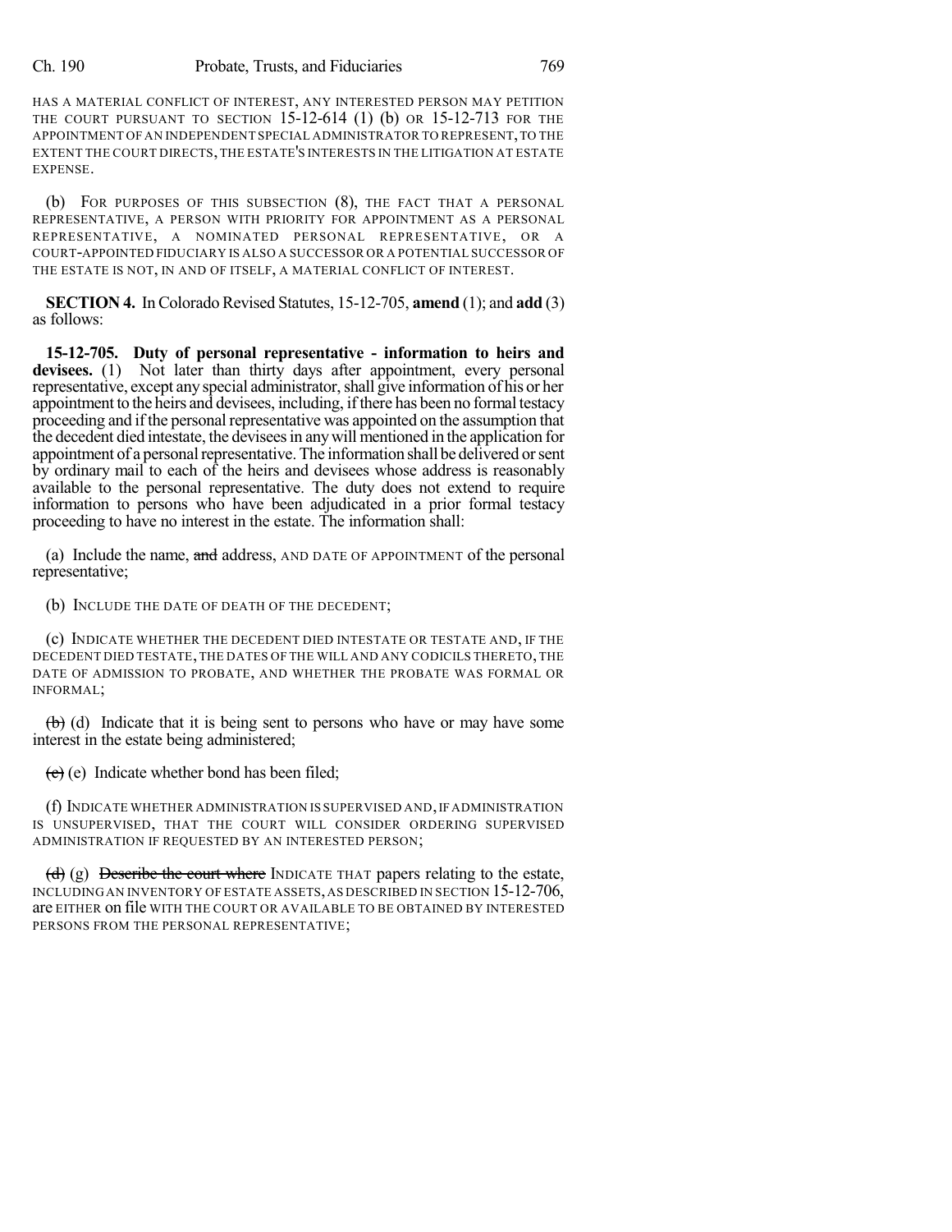HAS A MATERIAL CONFLICT OF INTEREST, ANY INTERESTED PERSON MAY PETITION THE COURT PURSUANT TO SECTION 15-12-614 (1) (b) OR 15-12-713 FOR THE APPOINTMENT OF AN INDEPENDENT SPECIAL ADMINISTRATOR TO REPRESENT, TO THE EXTENT THE COURT DIRECTS, THE ESTATE'S INTERESTS IN THE LITIGATION AT ESTATE EXPENSE.

(b) FOR PURPOSES OF THIS SUBSECTION (8), THE FACT THAT A PERSONAL REPRESENTATIVE, A PERSON WITH PRIORITY FOR APPOINTMENT AS A PERSONAL REPRESENTATIVE, A NOMINATED PERSONAL REPRESENTATIVE, OR A COURT-APPOINTED FIDUCIARY IS ALSO A SUCCESSOR OR A POTENTIAL SUCCESSOR OF THE ESTATE IS NOT, IN AND OF ITSELF, A MATERIAL CONFLICT OF INTEREST.

**SECTION 4.** In Colorado Revised Statutes, 15-12-705, **amend** (1); and **add** (3) as follows:

**15-12-705. Duty of personal representative - information to heirs and devisees.** (1) Not later than thirty days after appointment, every personal representative, except any special administrator, shall give information of his or her appointment to the heirs and devisees, including, if there has been no formal testacy proceeding and if the personal representative was appointed on the assumption that the decedent died intestate, the devisees in any will mentioned in the application for appointment of a personal representative. The information shall be delivered or sent by ordinary mail to each of the heirs and devisees whose address is reasonably available to the personal representative. The duty does not extend to require information to persons who have been adjudicated in a prior formal testacy proceeding to have no interest in the estate. The information shall:

(a) Include the name, ~~and~~ address, AND DATE OF APPOINTMENT of the personal representative;

(b) INCLUDE THE DATE OF DEATH OF THE DECEDENT;

(c) INDICATE WHETHER THE DECEDENT DIED INTESTATE OR TESTATE AND, IF THE DECEDENT DIED TESTATE, THE DATES OF THE WILL AND ANY CODICILS THERETO, THE DATE OF ADMISSION TO PROBATE, AND WHETHER THE PROBATE WAS FORMAL OR INFORMAL;

~~(b)~~ (d) Indicate that it is being sent to persons who have or may have some interest in the estate being administered;

~~(c)~~ (e) Indicate whether bond has been filed;

(f) INDICATE WHETHER ADMINISTRATION IS SUPERVISED AND, IF ADMINISTRATION IS UNSUPERVISED, THAT THE COURT WILL CONSIDER ORDERING SUPERVISED ADMINISTRATION IF REQUESTED BY AN INTERESTED PERSON;

~~(d)~~ (g) ~~Describe the court where~~ INDICATE THAT papers relating to the estate, INCLUDING AN INVENTORY OF ESTATE ASSETS, AS DESCRIBED IN SECTION 15-12-706, are EITHER on file WITH THE COURT OR AVAILABLE TO BE OBTAINED BY INTERESTED PERSONS FROM THE PERSONAL REPRESENTATIVE;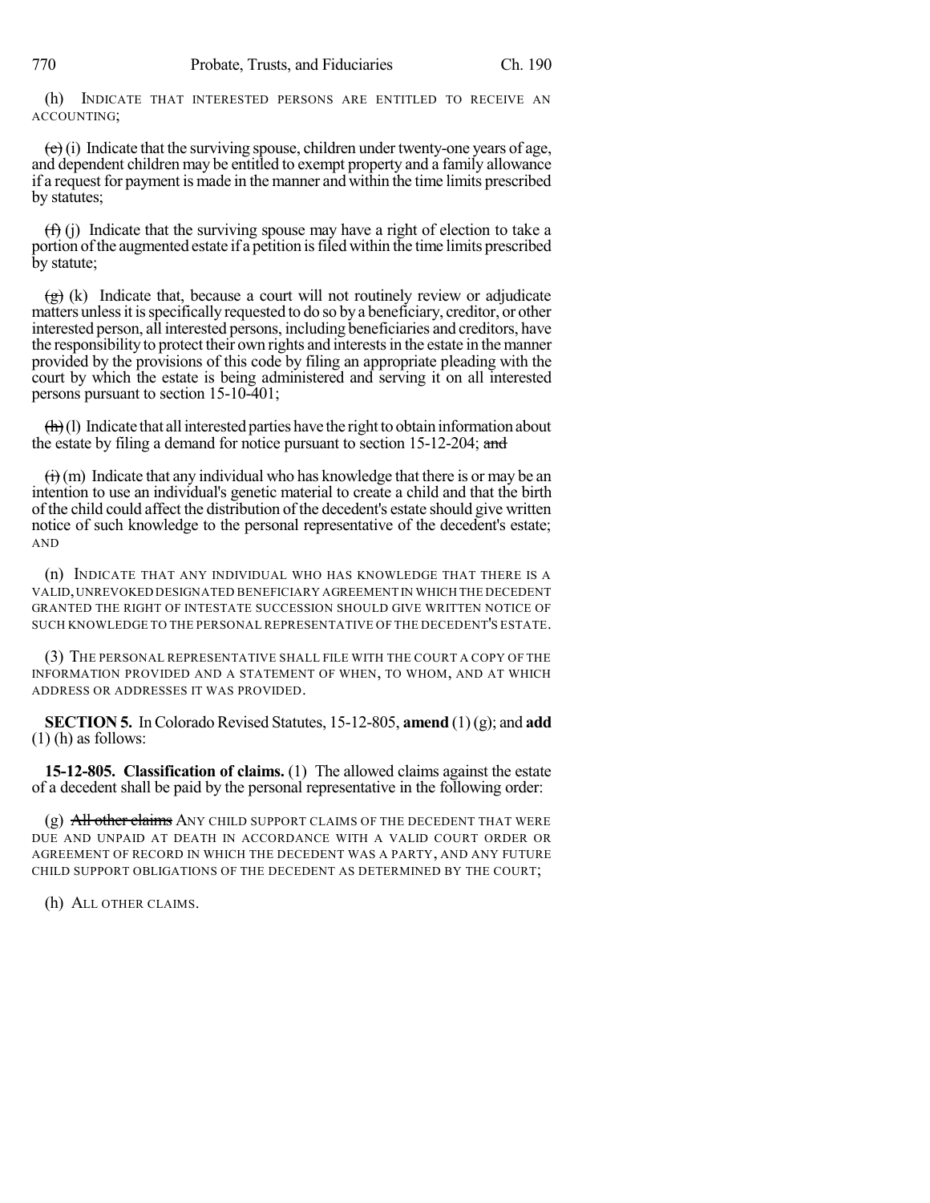(h) INDICATE THAT INTERESTED PERSONS ARE ENTITLED TO RECEIVE AN ACCOUNTING;

~~(e)~~ (i) Indicate that the surviving spouse, children under twenty-one years of age, and dependent children may be entitled to exempt property and a family allowance if a request for payment is made in the manner and within the time limits prescribed by statutes;

~~(f)~~ (j) Indicate that the surviving spouse may have a right of election to take a portion of the augmented estate if a petition is filed within the time limits prescribed by statute;

~~(g)~~ (k) Indicate that, because a court will not routinely review or adjudicate matters unless it is specifically requested to do so by a beneficiary, creditor, or other interested person, all interested persons, including beneficiaries and creditors, have the responsibility to protect their own rights and interests in the estate in the manner provided by the provisions of this code by filing an appropriate pleading with the court by which the estate is being administered and serving it on all interested persons pursuant to section 15-10-401;

~~(h)~~ (l) Indicate that all interested parties have the right to obtain information about the estate by filing a demand for notice pursuant to section 15-12-204; ~~and~~

~~(i)~~ (m) Indicate that any individual who has knowledge that there is or may be an intention to use an individual's genetic material to create a child and that the birth of the child could affect the distribution of the decedent's estate should give written notice of such knowledge to the personal representative of the decedent's estate; AND

(n) INDICATE THAT ANY INDIVIDUAL WHO HAS KNOWLEDGE THAT THERE IS A VALID, UNREVOKED DESIGNATED BENEFICIARY AGREEMENT IN WHICH THE DECEDENT GRANTED THE RIGHT OF INTESTATE SUCCESSION SHOULD GIVE WRITTEN NOTICE OF SUCH KNOWLEDGE TO THE PERSONAL REPRESENTATIVE OF THE DECEDENT'S ESTATE.

(3) THE PERSONAL REPRESENTATIVE SHALL FILE WITH THE COURT A COPY OF THE INFORMATION PROVIDED AND A STATEMENT OF WHEN, TO WHOM, AND AT WHICH ADDRESS OR ADDRESSES IT WAS PROVIDED.

**SECTION 5.** In Colorado Revised Statutes, 15-12-805, **amend** (1) (g); and **add** (1) (h) as follows:

**15-12-805. Classification of claims.** (1) The allowed claims against the estate of a decedent shall be paid by the personal representative in the following order:

(g) ~~All other claims~~ ANY CHILD SUPPORT CLAIMS OF THE DECEDENT THAT WERE DUE AND UNPAID AT DEATH IN ACCORDANCE WITH A VALID COURT ORDER OR AGREEMENT OF RECORD IN WHICH THE DECEDENT WAS A PARTY, AND ANY FUTURE CHILD SUPPORT OBLIGATIONS OF THE DECEDENT AS DETERMINED BY THE COURT;

(h) ALL OTHER CLAIMS.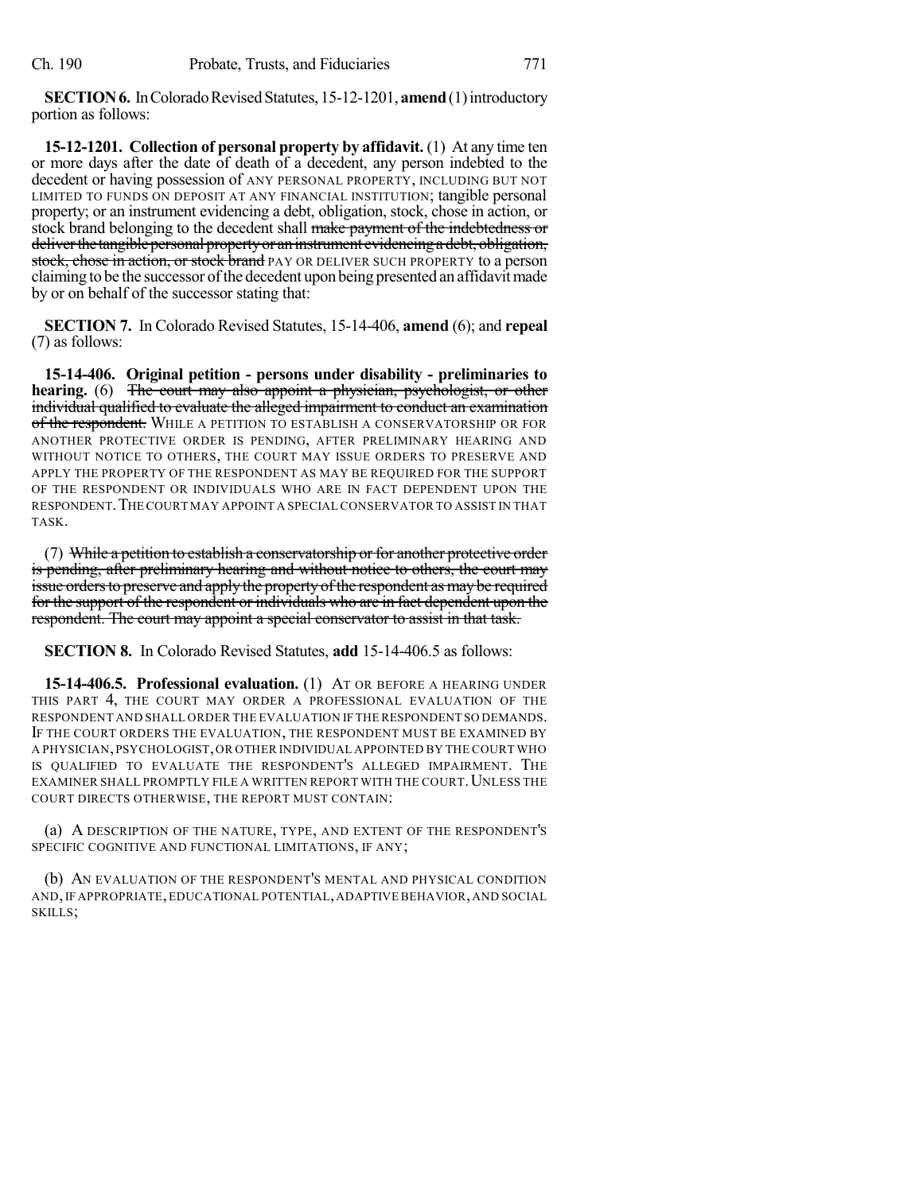**SECTION 6.** In Colorado Revised Statutes, 15-12-1201, **amend** (1) introductory portion as follows:

**15-12-1201. Collection of personal property by affidavit.** (1) At any time ten or more days after the date of death of a decedent, any person indebted to the decedent or having possession of ANY PERSONAL PROPERTY, INCLUDING BUT NOT LIMITED TO FUNDS ON DEPOSIT AT ANY FINANCIAL INSTITUTION; tangible personal property; or an instrument evidencing a debt, obligation, stock, chose in action, or stock brand belonging to the decedent shall ~~make payment of the indebtedness or deliver the tangible personal property or an instrument evidencing a debt, obligation, stock, chose in action, or stock brand~~ PAY OR DELIVER SUCH PROPERTY to a person claiming to be the successor of the decedent upon being presented an affidavit made by or on behalf of the successor stating that:

**SECTION 7.** In Colorado Revised Statutes, 15-14-406, **amend** (6); and **repeal** (7) as follows:

**15-14-406. Original petition - persons under disability - preliminaries to hearing.** (6) ~~The court may also appoint a physician, psychologist, or other individual qualified to evaluate the alleged impairment to conduct an examination of the respondent.~~ WHILE A PETITION TO ESTABLISH A CONSERVATORSHIP OR FOR ANOTHER PROTECTIVE ORDER IS PENDING, AFTER PRELIMINARY HEARING AND WITHOUT NOTICE TO OTHERS, THE COURT MAY ISSUE ORDERS TO PRESERVE AND APPLY THE PROPERTY OF THE RESPONDENT AS MAY BE REQUIRED FOR THE SUPPORT OF THE RESPONDENT OR INDIVIDUALS WHO ARE IN FACT DEPENDENT UPON THE RESPONDENT. THE COURT MAY APPOINT A SPECIAL CONSERVATOR TO ASSIST IN THAT TASK.

(7) ~~While a petition to establish a conservatorship or for another protective order is pending, after preliminary hearing and without notice to others, the court may issue orders to preserve and apply the property of the respondent as may be required for the support of the respondent or individuals who are in fact dependent upon the respondent. The court may appoint a special conservator to assist in that task.~~

**SECTION 8.** In Colorado Revised Statutes, **add** 15-14-406.5 as follows:

**15-14-406.5. Professional evaluation.** (1) AT OR BEFORE A HEARING UNDER THIS PART 4, THE COURT MAY ORDER A PROFESSIONAL EVALUATION OF THE RESPONDENT AND SHALL ORDER THE EVALUATION IF THE RESPONDENT SO DEMANDS. IF THE COURT ORDERS THE EVALUATION, THE RESPONDENT MUST BE EXAMINED BY A PHYSICIAN, PSYCHOLOGIST, OR OTHER INDIVIDUAL APPOINTED BY THE COURT WHO IS QUALIFIED TO EVALUATE THE RESPONDENT'S ALLEGED IMPAIRMENT. THE EXAMINER SHALL PROMPTLY FILE A WRITTEN REPORT WITH THE COURT. UNLESS THE COURT DIRECTS OTHERWISE, THE REPORT MUST CONTAIN:

(a) A DESCRIPTION OF THE NATURE, TYPE, AND EXTENT OF THE RESPONDENT'S SPECIFIC COGNITIVE AND FUNCTIONAL LIMITATIONS, IF ANY;

(b) AN EVALUATION OF THE RESPONDENT'S MENTAL AND PHYSICAL CONDITION AND, IF APPROPRIATE, EDUCATIONAL POTENTIAL, ADAPTIVE BEHAVIOR, AND SOCIAL SKILLS;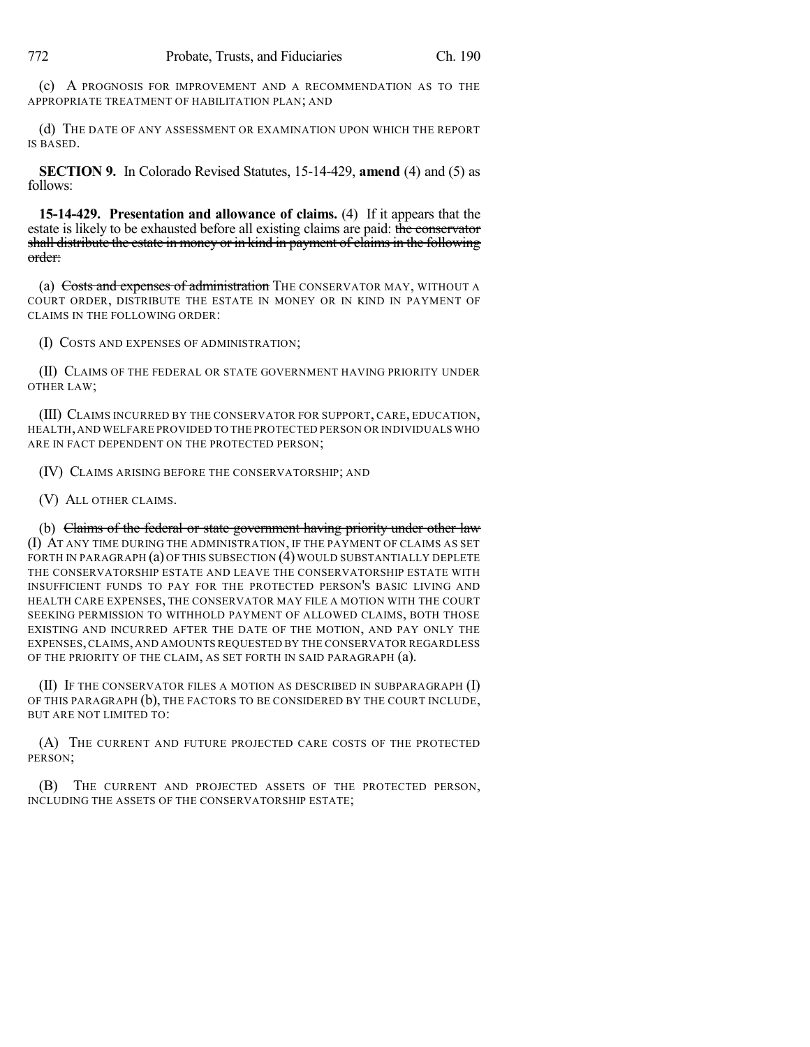(c) A PROGNOSIS FOR IMPROVEMENT AND A RECOMMENDATION AS TO THE APPROPRIATE TREATMENT OF HABILITATION PLAN; AND

(d) THE DATE OF ANY ASSESSMENT OR EXAMINATION UPON WHICH THE REPORT IS BASED.

**SECTION 9.** In Colorado Revised Statutes, 15-14-429, **amend** (4) and (5) as follows:

**15-14-429. Presentation and allowance of claims.** (4) If it appears that the estate is likely to be exhausted before all existing claims are paid: ~~the conservator shall distribute the estate in money or in kind in payment of claims in the following order:~~

(a) ~~Costs and expenses of administration~~ THE CONSERVATOR MAY, WITHOUT A COURT ORDER, DISTRIBUTE THE ESTATE IN MONEY OR IN KIND IN PAYMENT OF CLAIMS IN THE FOLLOWING ORDER:

(I) COSTS AND EXPENSES OF ADMINISTRATION;

(II) CLAIMS OF THE FEDERAL OR STATE GOVERNMENT HAVING PRIORITY UNDER OTHER LAW;

(III) CLAIMS INCURRED BY THE CONSERVATOR FOR SUPPORT, CARE, EDUCATION, HEALTH, AND WELFARE PROVIDED TO THE PROTECTED PERSON OR INDIVIDUALS WHO ARE IN FACT DEPENDENT ON THE PROTECTED PERSON;

(IV) CLAIMS ARISING BEFORE THE CONSERVATORSHIP; AND

(V) ALL OTHER CLAIMS.

(b) ~~Claims of the federal or state government having priority under other law~~ (I) AT ANY TIME DURING THE ADMINISTRATION, IF THE PAYMENT OF CLAIMS AS SET FORTH IN PARAGRAPH (a) OF THIS SUBSECTION (4) WOULD SUBSTANTIALLY DEPLETE THE CONSERVATORSHIP ESTATE AND LEAVE THE CONSERVATORSHIP ESTATE WITH INSUFFICIENT FUNDS TO PAY FOR THE PROTECTED PERSON'S BASIC LIVING AND HEALTH CARE EXPENSES, THE CONSERVATOR MAY FILE A MOTION WITH THE COURT SEEKING PERMISSION TO WITHHOLD PAYMENT OF ALLOWED CLAIMS, BOTH THOSE EXISTING AND INCURRED AFTER THE DATE OF THE MOTION, AND PAY ONLY THE EXPENSES, CLAIMS, AND AMOUNTS REQUESTED BY THE CONSERVATOR REGARDLESS OF THE PRIORITY OF THE CLAIM, AS SET FORTH IN SAID PARAGRAPH (a).

(II) IF THE CONSERVATOR FILES A MOTION AS DESCRIBED IN SUBPARAGRAPH (I) OF THIS PARAGRAPH (b), THE FACTORS TO BE CONSIDERED BY THE COURT INCLUDE, BUT ARE NOT LIMITED TO:

(A) THE CURRENT AND FUTURE PROJECTED CARE COSTS OF THE PROTECTED PERSON;

(B) THE CURRENT AND PROJECTED ASSETS OF THE PROTECTED PERSON, INCLUDING THE ASSETS OF THE CONSERVATORSHIP ESTATE;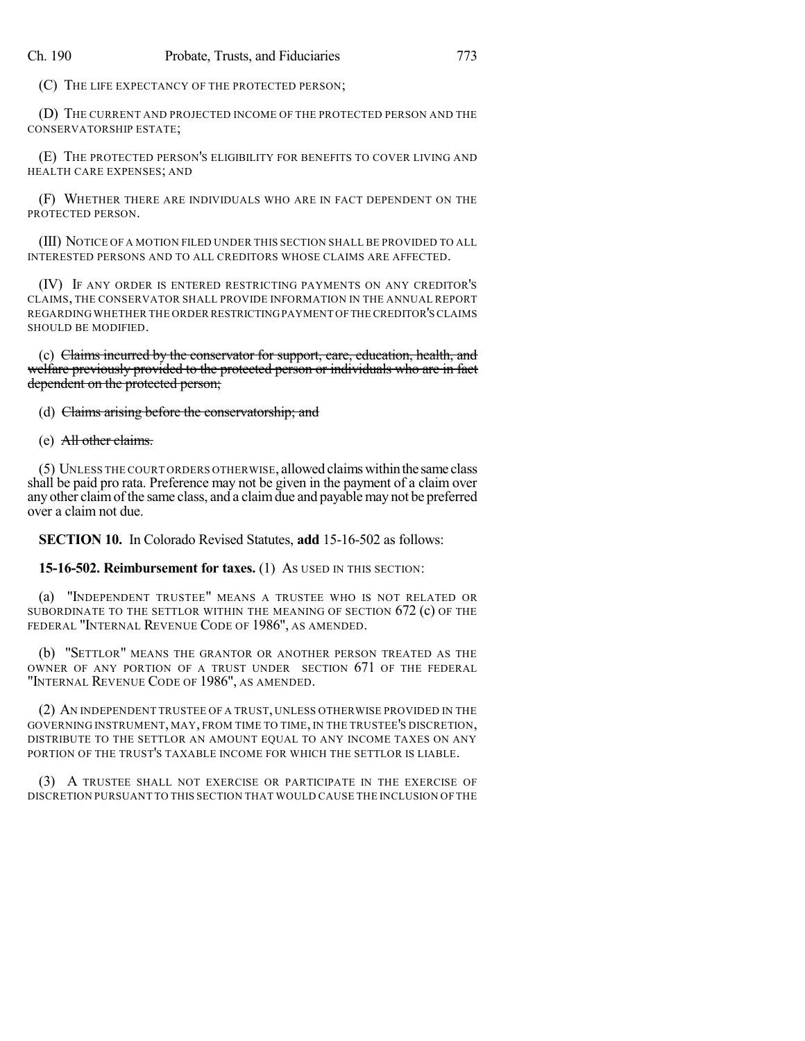(C) THE LIFE EXPECTANCY OF THE PROTECTED PERSON;

(D) THE CURRENT AND PROJECTED INCOME OF THE PROTECTED PERSON AND THE CONSERVATORSHIP ESTATE;

(E) THE PROTECTED PERSON'S ELIGIBILITY FOR BENEFITS TO COVER LIVING AND HEALTH CARE EXPENSES; AND

(F) WHETHER THERE ARE INDIVIDUALS WHO ARE IN FACT DEPENDENT ON THE PROTECTED PERSON.

(III) NOTICE OF A MOTION FILED UNDER THIS SECTION SHALL BE PROVIDED TO ALL INTERESTED PERSONS AND TO ALL CREDITORS WHOSE CLAIMS ARE AFFECTED.

(IV) IF ANY ORDER IS ENTERED RESTRICTING PAYMENTS ON ANY CREDITOR'S CLAIMS, THE CONSERVATOR SHALL PROVIDE INFORMATION IN THE ANNUAL REPORT REGARDING WHETHER THE ORDER RESTRICTING PAYMENT OF THE CREDITOR'S CLAIMS SHOULD BE MODIFIED.

(c) ~~Claims incurred by the conservator for support, care, education, health, and welfare previously provided to the protected person or individuals who are in fact dependent on the protected person;~~

(d) ~~Claims arising before the conservatorship; and~~

(e) ~~All other claims.~~

(5) UNLESS THE COURT ORDERS OTHERWISE, allowed claims within the same class shall be paid pro rata. Preference may not be given in the payment of a claim over any other claim of the same class, and a claim due and payable may not be preferred over a claim not due.

**SECTION 10.** In Colorado Revised Statutes, **add** 15-16-502 as follows:

**15-16-502. Reimbursement for taxes.** (1) AS USED IN THIS SECTION:

(a) "INDEPENDENT TRUSTEE" MEANS A TRUSTEE WHO IS NOT RELATED OR SUBORDINATE TO THE SETTLOR WITHIN THE MEANING OF SECTION 672 (c) OF THE FEDERAL "INTERNAL REVENUE CODE OF 1986", AS AMENDED.

(b) "SETTLOR" MEANS THE GRANTOR OR ANOTHER PERSON TREATED AS THE OWNER OF ANY PORTION OF A TRUST UNDER SECTION 671 OF THE FEDERAL "INTERNAL REVENUE CODE OF 1986", AS AMENDED.

(2) AN INDEPENDENT TRUSTEE OF A TRUST, UNLESS OTHERWISE PROVIDED IN THE GOVERNING INSTRUMENT, MAY, FROM TIME TO TIME, IN THE TRUSTEE'S DISCRETION, DISTRIBUTE TO THE SETTLOR AN AMOUNT EQUAL TO ANY INCOME TAXES ON ANY PORTION OF THE TRUST'S TAXABLE INCOME FOR WHICH THE SETTLOR IS LIABLE.

(3) A TRUSTEE SHALL NOT EXERCISE OR PARTICIPATE IN THE EXERCISE OF DISCRETION PURSUANT TO THIS SECTION THAT WOULD CAUSE THE INCLUSION OF THE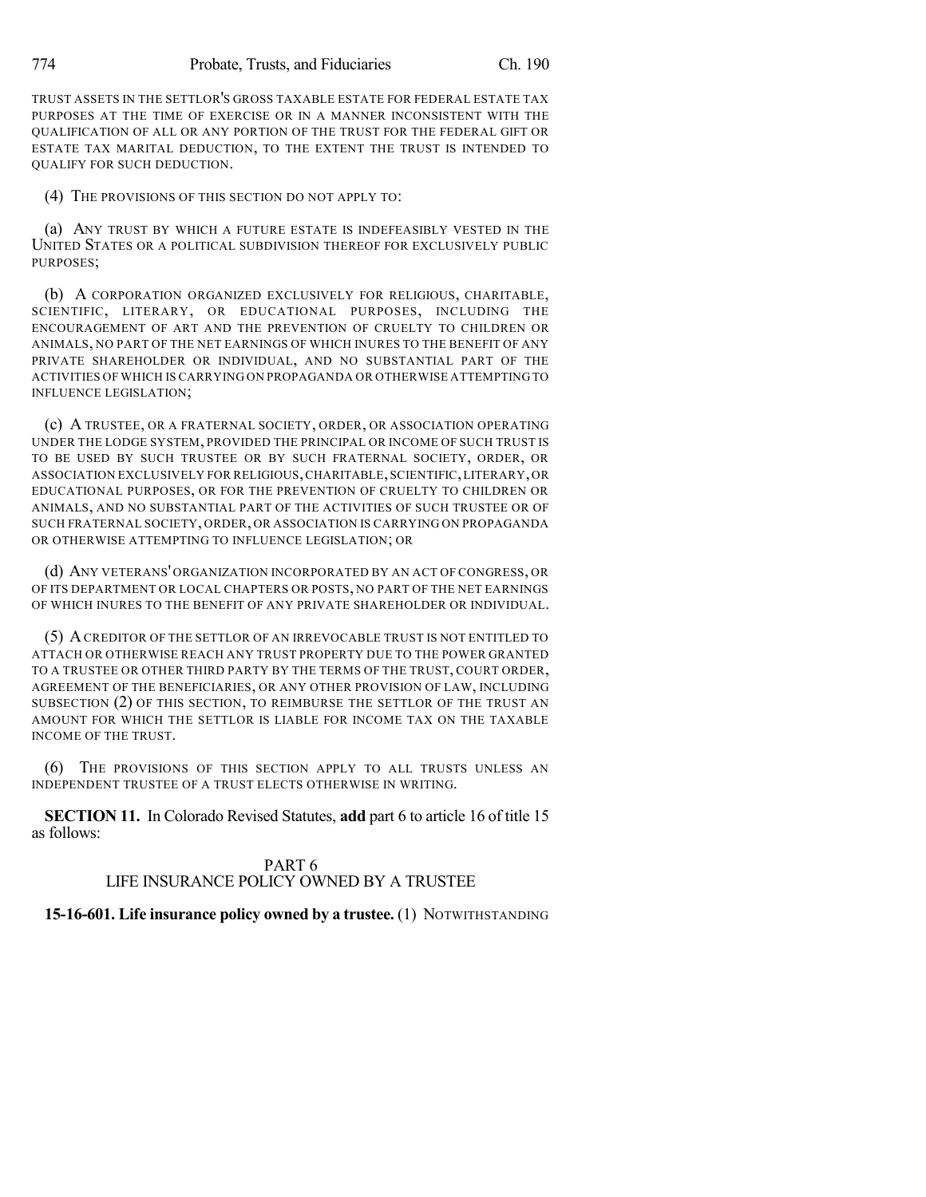TRUST ASSETS IN THE SETTLOR'S GROSS TAXABLE ESTATE FOR FEDERAL ESTATE TAX PURPOSES AT THE TIME OF EXERCISE OR IN A MANNER INCONSISTENT WITH THE QUALIFICATION OF ALL OR ANY PORTION OF THE TRUST FOR THE FEDERAL GIFT OR ESTATE TAX MARITAL DEDUCTION, TO THE EXTENT THE TRUST IS INTENDED TO QUALIFY FOR SUCH DEDUCTION.

(4) THE PROVISIONS OF THIS SECTION DO NOT APPLY TO:

(a) ANY TRUST BY WHICH A FUTURE ESTATE IS INDEFEASIBLY VESTED IN THE UNITED STATES OR A POLITICAL SUBDIVISION THEREOF FOR EXCLUSIVELY PUBLIC PURPOSES;

(b) A CORPORATION ORGANIZED EXCLUSIVELY FOR RELIGIOUS, CHARITABLE, SCIENTIFIC, LITERARY, OR EDUCATIONAL PURPOSES, INCLUDING THE ENCOURAGEMENT OF ART AND THE PREVENTION OF CRUELTY TO CHILDREN OR ANIMALS, NO PART OF THE NET EARNINGS OF WHICH INURES TO THE BENEFIT OF ANY PRIVATE SHAREHOLDER OR INDIVIDUAL, AND NO SUBSTANTIAL PART OF THE ACTIVITIES OF WHICH IS CARRYING ON PROPAGANDA OR OTHERWISE ATTEMPTING TO INFLUENCE LEGISLATION;

(c) A TRUSTEE, OR A FRATERNAL SOCIETY, ORDER, OR ASSOCIATION OPERATING UNDER THE LODGE SYSTEM, PROVIDED THE PRINCIPAL OR INCOME OF SUCH TRUST IS TO BE USED BY SUCH TRUSTEE OR BY SUCH FRATERNAL SOCIETY, ORDER, OR ASSOCIATION EXCLUSIVELY FOR RELIGIOUS, CHARITABLE, SCIENTIFIC, LITERARY, OR EDUCATIONAL PURPOSES, OR FOR THE PREVENTION OF CRUELTY TO CHILDREN OR ANIMALS, AND NO SUBSTANTIAL PART OF THE ACTIVITIES OF SUCH TRUSTEE OR OF SUCH FRATERNAL SOCIETY, ORDER, OR ASSOCIATION IS CARRYING ON PROPAGANDA OR OTHERWISE ATTEMPTING TO INFLUENCE LEGISLATION; OR

(d) ANY VETERANS' ORGANIZATION INCORPORATED BY AN ACT OF CONGRESS, OR OF ITS DEPARTMENT OR LOCAL CHAPTERS OR POSTS, NO PART OF THE NET EARNINGS OF WHICH INURES TO THE BENEFIT OF ANY PRIVATE SHAREHOLDER OR INDIVIDUAL.

(5) A CREDITOR OF THE SETTLOR OF AN IRREVOCABLE TRUST IS NOT ENTITLED TO ATTACH OR OTHERWISE REACH ANY TRUST PROPERTY DUE TO THE POWER GRANTED TO A TRUSTEE OR OTHER THIRD PARTY BY THE TERMS OF THE TRUST, COURT ORDER, AGREEMENT OF THE BENEFICIARIES, OR ANY OTHER PROVISION OF LAW, INCLUDING SUBSECTION (2) OF THIS SECTION, TO REIMBURSE THE SETTLOR OF THE TRUST AN AMOUNT FOR WHICH THE SETTLOR IS LIABLE FOR INCOME TAX ON THE TAXABLE INCOME OF THE TRUST.

(6) THE PROVISIONS OF THIS SECTION APPLY TO ALL TRUSTS UNLESS AN INDEPENDENT TRUSTEE OF A TRUST ELECTS OTHERWISE IN WRITING.

**SECTION 11.** In Colorado Revised Statutes, **add** part 6 to article 16 of title 15 as follows:

PART 6
LIFE INSURANCE POLICY OWNED BY A TRUSTEE

**15-16-601. Life insurance policy owned by a trustee.** (1) NOTWITHSTANDING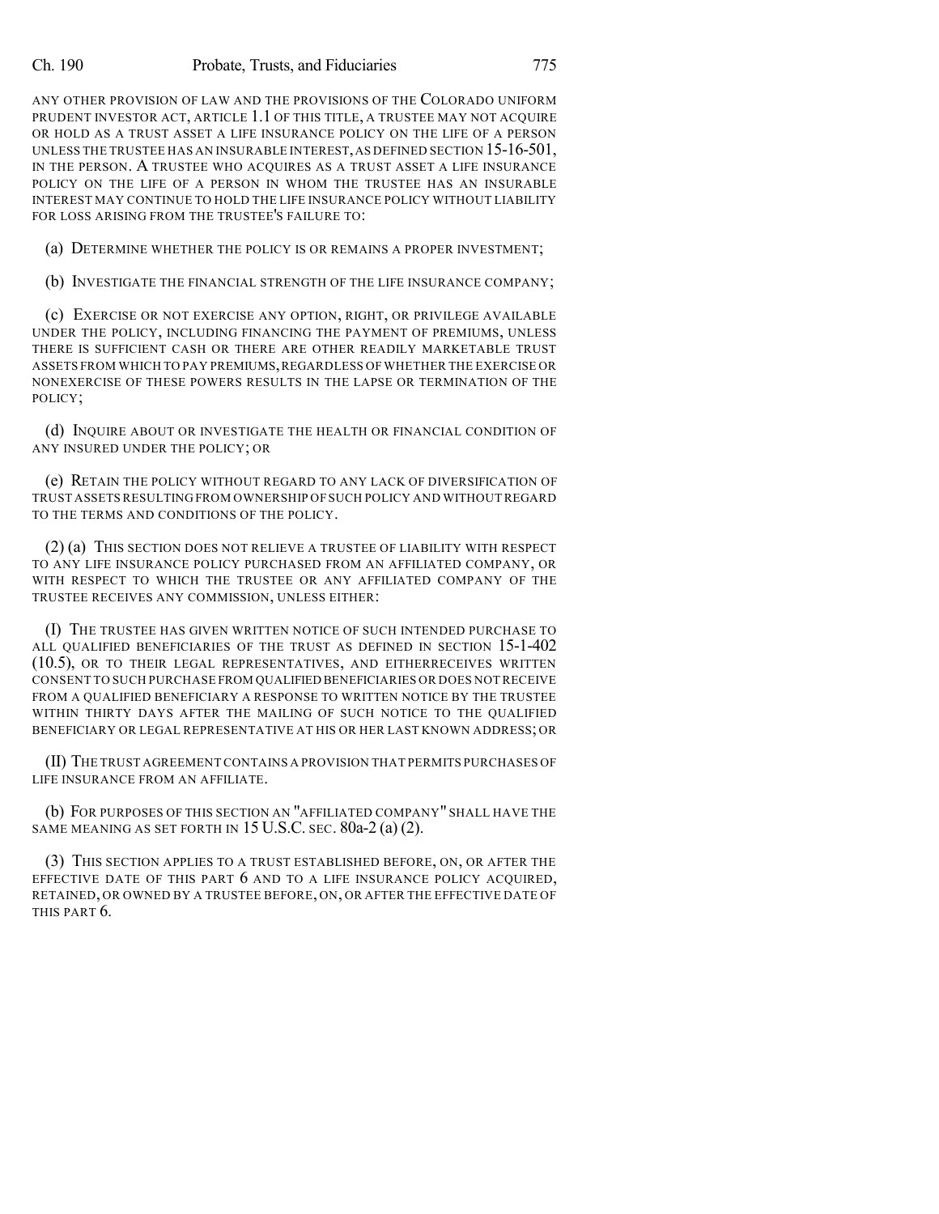ANY OTHER PROVISION OF LAW AND THE PROVISIONS OF THE COLORADO UNIFORM PRUDENT INVESTOR ACT, ARTICLE 1.1 OF THIS TITLE, A TRUSTEE MAY NOT ACQUIRE OR HOLD AS A TRUST ASSET A LIFE INSURANCE POLICY ON THE LIFE OF A PERSON UNLESS THE TRUSTEE HAS AN INSURABLE INTEREST, AS DEFINED SECTION 15-16-501, IN THE PERSON. A TRUSTEE WHO ACQUIRES AS A TRUST ASSET A LIFE INSURANCE POLICY ON THE LIFE OF A PERSON IN WHOM THE TRUSTEE HAS AN INSURABLE INTEREST MAY CONTINUE TO HOLD THE LIFE INSURANCE POLICY WITHOUT LIABILITY FOR LOSS ARISING FROM THE TRUSTEE'S FAILURE TO:

(a) DETERMINE WHETHER THE POLICY IS OR REMAINS A PROPER INVESTMENT;

(b) INVESTIGATE THE FINANCIAL STRENGTH OF THE LIFE INSURANCE COMPANY;

(c) EXERCISE OR NOT EXERCISE ANY OPTION, RIGHT, OR PRIVILEGE AVAILABLE UNDER THE POLICY, INCLUDING FINANCING THE PAYMENT OF PREMIUMS, UNLESS THERE IS SUFFICIENT CASH OR THERE ARE OTHER READILY MARKETABLE TRUST ASSETS FROM WHICH TO PAY PREMIUMS, REGARDLESS OF WHETHER THE EXERCISE OR NONEXERCISE OF THESE POWERS RESULTS IN THE LAPSE OR TERMINATION OF THE POLICY;

(d) INQUIRE ABOUT OR INVESTIGATE THE HEALTH OR FINANCIAL CONDITION OF ANY INSURED UNDER THE POLICY; OR

(e) RETAIN THE POLICY WITHOUT REGARD TO ANY LACK OF DIVERSIFICATION OF TRUST ASSETS RESULTING FROM OWNERSHIP OF SUCH POLICY AND WITHOUT REGARD TO THE TERMS AND CONDITIONS OF THE POLICY.

(2) (a) THIS SECTION DOES NOT RELIEVE A TRUSTEE OF LIABILITY WITH RESPECT TO ANY LIFE INSURANCE POLICY PURCHASED FROM AN AFFILIATED COMPANY, OR WITH RESPECT TO WHICH THE TRUSTEE OR ANY AFFILIATED COMPANY OF THE TRUSTEE RECEIVES ANY COMMISSION, UNLESS EITHER:

(I) THE TRUSTEE HAS GIVEN WRITTEN NOTICE OF SUCH INTENDED PURCHASE TO ALL QUALIFIED BENEFICIARIES OF THE TRUST AS DEFINED IN SECTION 15-1-402 (10.5), OR TO THEIR LEGAL REPRESENTATIVES, AND EITHERRECEIVES WRITTEN CONSENT TO SUCH PURCHASE FROM QUALIFIED BENEFICIARIES OR DOES NOT RECEIVE FROM A QUALIFIED BENEFICIARY A RESPONSE TO WRITTEN NOTICE BY THE TRUSTEE WITHIN THIRTY DAYS AFTER THE MAILING OF SUCH NOTICE TO THE QUALIFIED BENEFICIARY OR LEGAL REPRESENTATIVE AT HIS OR HER LAST KNOWN ADDRESS; OR

(II) THE TRUST AGREEMENT CONTAINS A PROVISION THAT PERMITS PURCHASES OF LIFE INSURANCE FROM AN AFFILIATE.

(b) FOR PURPOSES OF THIS SECTION AN "AFFILIATED COMPANY" SHALL HAVE THE SAME MEANING AS SET FORTH IN 15 U.S.C. SEC. 80a-2 (a) (2).

(3) THIS SECTION APPLIES TO A TRUST ESTABLISHED BEFORE, ON, OR AFTER THE EFFECTIVE DATE OF THIS PART 6 AND TO A LIFE INSURANCE POLICY ACQUIRED, RETAINED, OR OWNED BY A TRUSTEE BEFORE, ON, OR AFTER THE EFFECTIVE DATE OF THIS PART 6.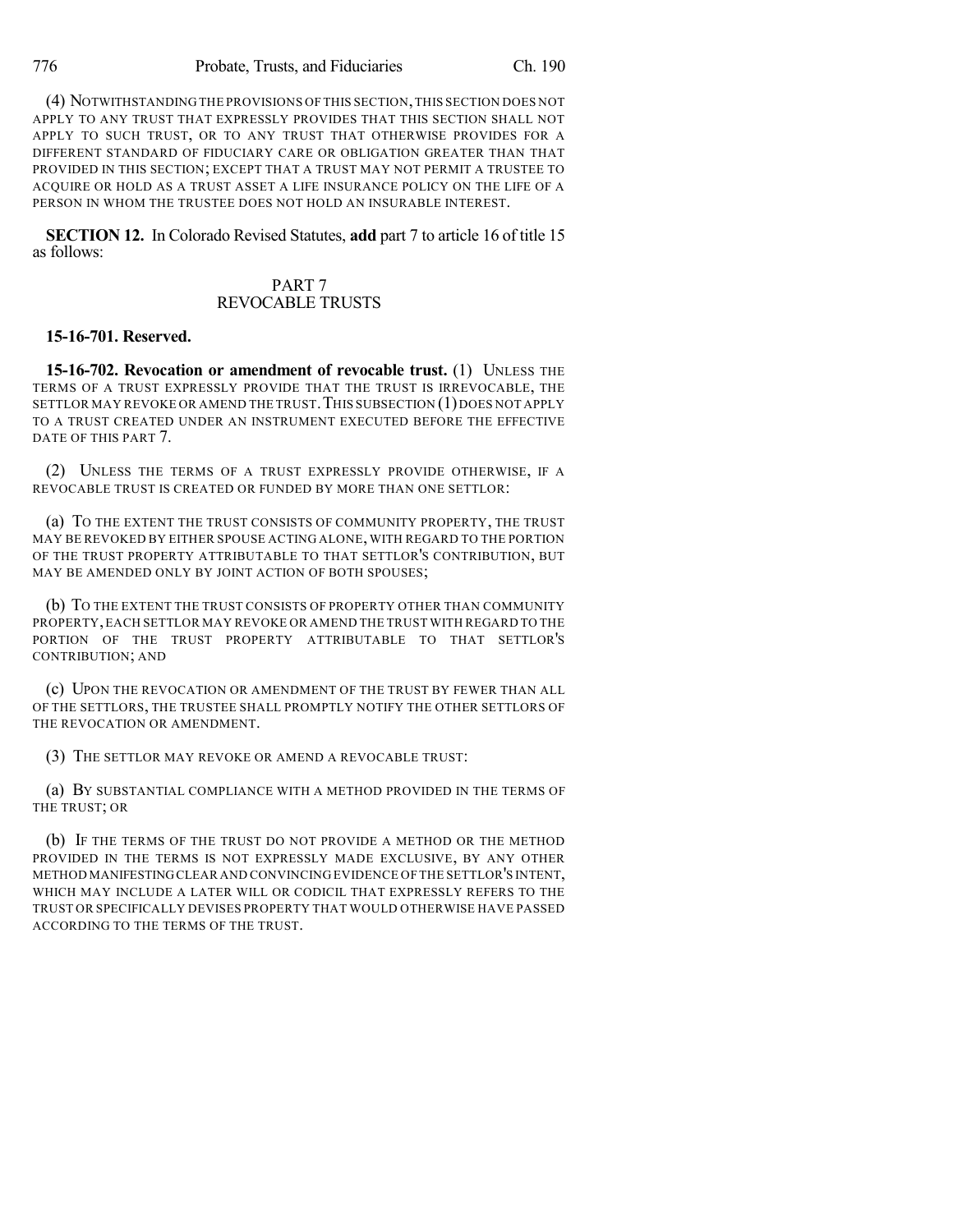(4) NOTWITHSTANDING THE PROVISIONS OF THIS SECTION, THIS SECTION DOES NOT APPLY TO ANY TRUST THAT EXPRESSLY PROVIDES THAT THIS SECTION SHALL NOT APPLY TO SUCH TRUST, OR TO ANY TRUST THAT OTHERWISE PROVIDES FOR A DIFFERENT STANDARD OF FIDUCIARY CARE OR OBLIGATION GREATER THAN THAT PROVIDED IN THIS SECTION; EXCEPT THAT A TRUST MAY NOT PERMIT A TRUSTEE TO ACQUIRE OR HOLD AS A TRUST ASSET A LIFE INSURANCE POLICY ON THE LIFE OF A PERSON IN WHOM THE TRUSTEE DOES NOT HOLD AN INSURABLE INTEREST.

**SECTION 12.** In Colorado Revised Statutes, **add** part 7 to article 16 of title 15 as follows:

PART 7
REVOCABLE TRUSTS

**15-16-701. Reserved.**

**15-16-702. Revocation or amendment of revocable trust.** (1) UNLESS THE TERMS OF A TRUST EXPRESSLY PROVIDE THAT THE TRUST IS IRREVOCABLE, THE SETTLOR MAY REVOKE OR AMEND THE TRUST. THIS SUBSECTION (1) DOES NOT APPLY TO A TRUST CREATED UNDER AN INSTRUMENT EXECUTED BEFORE THE EFFECTIVE DATE OF THIS PART 7.

(2) UNLESS THE TERMS OF A TRUST EXPRESSLY PROVIDE OTHERWISE, IF A REVOCABLE TRUST IS CREATED OR FUNDED BY MORE THAN ONE SETTLOR:

(a) TO THE EXTENT THE TRUST CONSISTS OF COMMUNITY PROPERTY, THE TRUST MAY BE REVOKED BY EITHER SPOUSE ACTING ALONE, WITH REGARD TO THE PORTION OF THE TRUST PROPERTY ATTRIBUTABLE TO THAT SETTLOR'S CONTRIBUTION, BUT MAY BE AMENDED ONLY BY JOINT ACTION OF BOTH SPOUSES;

(b) TO THE EXTENT THE TRUST CONSISTS OF PROPERTY OTHER THAN COMMUNITY PROPERTY, EACH SETTLOR MAY REVOKE OR AMEND THE TRUST WITH REGARD TO THE PORTION OF THE TRUST PROPERTY ATTRIBUTABLE TO THAT SETTLOR'S CONTRIBUTION; AND

(c) UPON THE REVOCATION OR AMENDMENT OF THE TRUST BY FEWER THAN ALL OF THE SETTLORS, THE TRUSTEE SHALL PROMPTLY NOTIFY THE OTHER SETTLORS OF THE REVOCATION OR AMENDMENT.

(3) THE SETTLOR MAY REVOKE OR AMEND A REVOCABLE TRUST:

(a) BY SUBSTANTIAL COMPLIANCE WITH A METHOD PROVIDED IN THE TERMS OF THE TRUST; OR

(b) IF THE TERMS OF THE TRUST DO NOT PROVIDE A METHOD OR THE METHOD PROVIDED IN THE TERMS IS NOT EXPRESSLY MADE EXCLUSIVE, BY ANY OTHER METHOD MANIFESTING CLEAR AND CONVINCING EVIDENCE OF THE SETTLOR'S INTENT, WHICH MAY INCLUDE A LATER WILL OR CODICIL THAT EXPRESSLY REFERS TO THE TRUST OR SPECIFICALLY DEVISES PROPERTY THAT WOULD OTHERWISE HAVE PASSED ACCORDING TO THE TERMS OF THE TRUST.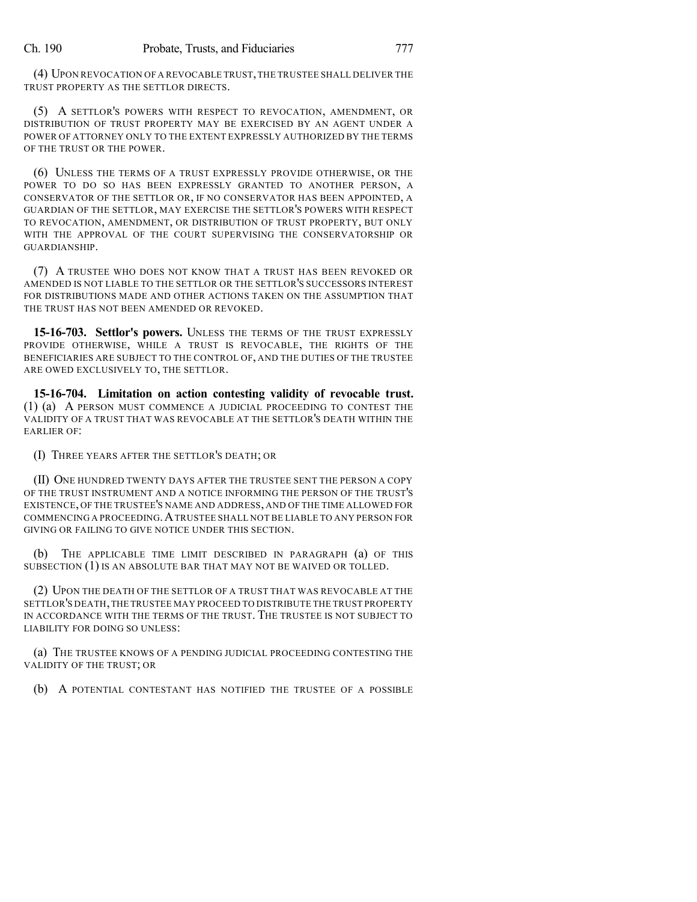(4) UPON REVOCATION OF A REVOCABLE TRUST, THE TRUSTEE SHALL DELIVER THE TRUST PROPERTY AS THE SETTLOR DIRECTS.

(5) A SETTLOR'S POWERS WITH RESPECT TO REVOCATION, AMENDMENT, OR DISTRIBUTION OF TRUST PROPERTY MAY BE EXERCISED BY AN AGENT UNDER A POWER OF ATTORNEY ONLY TO THE EXTENT EXPRESSLY AUTHORIZED BY THE TERMS OF THE TRUST OR THE POWER.

(6) UNLESS THE TERMS OF A TRUST EXPRESSLY PROVIDE OTHERWISE, OR THE POWER TO DO SO HAS BEEN EXPRESSLY GRANTED TO ANOTHER PERSON, A CONSERVATOR OF THE SETTLOR OR, IF NO CONSERVATOR HAS BEEN APPOINTED, A GUARDIAN OF THE SETTLOR, MAY EXERCISE THE SETTLOR'S POWERS WITH RESPECT TO REVOCATION, AMENDMENT, OR DISTRIBUTION OF TRUST PROPERTY, BUT ONLY WITH THE APPROVAL OF THE COURT SUPERVISING THE CONSERVATORSHIP OR GUARDIANSHIP.

(7) A TRUSTEE WHO DOES NOT KNOW THAT A TRUST HAS BEEN REVOKED OR AMENDED IS NOT LIABLE TO THE SETTLOR OR THE SETTLOR'S SUCCESSORS INTEREST FOR DISTRIBUTIONS MADE AND OTHER ACTIONS TAKEN ON THE ASSUMPTION THAT THE TRUST HAS NOT BEEN AMENDED OR REVOKED.

**15-16-703. Settlor's powers.** UNLESS THE TERMS OF THE TRUST EXPRESSLY PROVIDE OTHERWISE, WHILE A TRUST IS REVOCABLE, THE RIGHTS OF THE BENEFICIARIES ARE SUBJECT TO THE CONTROL OF, AND THE DUTIES OF THE TRUSTEE ARE OWED EXCLUSIVELY TO, THE SETTLOR.

**15-16-704. Limitation on action contesting validity of revocable trust.** (1) (a) A PERSON MUST COMMENCE A JUDICIAL PROCEEDING TO CONTEST THE VALIDITY OF A TRUST THAT WAS REVOCABLE AT THE SETTLOR'S DEATH WITHIN THE EARLIER OF:

(I) THREE YEARS AFTER THE SETTLOR'S DEATH; OR

(II) ONE HUNDRED TWENTY DAYS AFTER THE TRUSTEE SENT THE PERSON A COPY OF THE TRUST INSTRUMENT AND A NOTICE INFORMING THE PERSON OF THE TRUST'S EXISTENCE, OF THE TRUSTEE'S NAME AND ADDRESS, AND OF THE TIME ALLOWED FOR COMMENCING A PROCEEDING. A TRUSTEE SHALL NOT BE LIABLE TO ANY PERSON FOR GIVING OR FAILING TO GIVE NOTICE UNDER THIS SECTION.

(b) THE APPLICABLE TIME LIMIT DESCRIBED IN PARAGRAPH (a) OF THIS SUBSECTION (1) IS AN ABSOLUTE BAR THAT MAY NOT BE WAIVED OR TOLLED.

(2) UPON THE DEATH OF THE SETTLOR OF A TRUST THAT WAS REVOCABLE AT THE SETTLOR'S DEATH, THE TRUSTEE MAY PROCEED TO DISTRIBUTE THE TRUST PROPERTY IN ACCORDANCE WITH THE TERMS OF THE TRUST. THE TRUSTEE IS NOT SUBJECT TO LIABILITY FOR DOING SO UNLESS:

(a) THE TRUSTEE KNOWS OF A PENDING JUDICIAL PROCEEDING CONTESTING THE VALIDITY OF THE TRUST; OR

(b) A POTENTIAL CONTESTANT HAS NOTIFIED THE TRUSTEE OF A POSSIBLE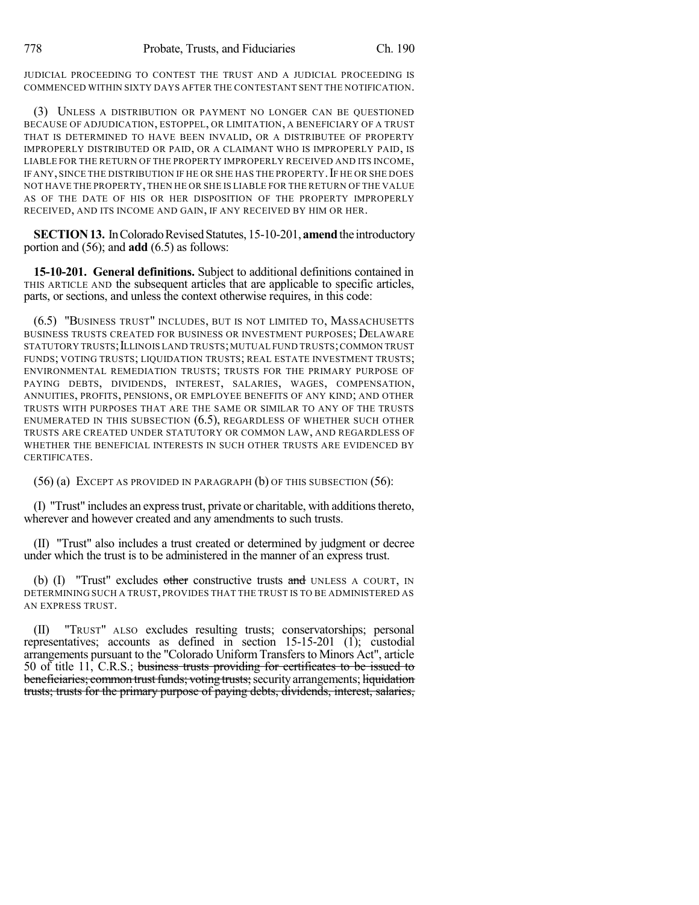JUDICIAL PROCEEDING TO CONTEST THE TRUST AND A JUDICIAL PROCEEDING IS COMMENCED WITHIN SIXTY DAYS AFTER THE CONTESTANT SENT THE NOTIFICATION.

(3) UNLESS A DISTRIBUTION OR PAYMENT NO LONGER CAN BE QUESTIONED BECAUSE OF ADJUDICATION, ESTOPPEL, OR LIMITATION, A BENEFICIARY OF A TRUST THAT IS DETERMINED TO HAVE BEEN INVALID, OR A DISTRIBUTEE OF PROPERTY IMPROPERLY DISTRIBUTED OR PAID, OR A CLAIMANT WHO IS IMPROPERLY PAID, IS LIABLE FOR THE RETURN OF THE PROPERTY IMPROPERLY RECEIVED AND ITS INCOME, IF ANY, SINCE THE DISTRIBUTION IF HE OR SHE HAS THE PROPERTY. IF HE OR SHE DOES NOT HAVE THE PROPERTY, THEN HE OR SHE IS LIABLE FOR THE RETURN OF THE VALUE AS OF THE DATE OF HIS OR HER DISPOSITION OF THE PROPERTY IMPROPERLY RECEIVED, AND ITS INCOME AND GAIN, IF ANY RECEIVED BY HIM OR HER.

**SECTION 13.** In Colorado Revised Statutes, 15-10-201, **amend** the introductory portion and (56); and **add** (6.5) as follows:

**15-10-201. General definitions.** Subject to additional definitions contained in THIS ARTICLE AND the subsequent articles that are applicable to specific articles, parts, or sections, and unless the context otherwise requires, in this code:

(6.5) "BUSINESS TRUST" INCLUDES, BUT IS NOT LIMITED TO, MASSACHUSETTS BUSINESS TRUSTS CREATED FOR BUSINESS OR INVESTMENT PURPOSES; DELAWARE STATUTORY TRUSTS; ILLINOIS LAND TRUSTS; MUTUAL FUND TRUSTS; COMMON TRUST FUNDS; VOTING TRUSTS; LIQUIDATION TRUSTS; REAL ESTATE INVESTMENT TRUSTS; ENVIRONMENTAL REMEDIATION TRUSTS; TRUSTS FOR THE PRIMARY PURPOSE OF PAYING DEBTS, DIVIDENDS, INTEREST, SALARIES, WAGES, COMPENSATION, ANNUITIES, PROFITS, PENSIONS, OR EMPLOYEE BENEFITS OF ANY KIND; AND OTHER TRUSTS WITH PURPOSES THAT ARE THE SAME OR SIMILAR TO ANY OF THE TRUSTS ENUMERATED IN THIS SUBSECTION (6.5), REGARDLESS OF WHETHER SUCH OTHER TRUSTS ARE CREATED UNDER STATUTORY OR COMMON LAW, AND REGARDLESS OF WHETHER THE BENEFICIAL INTERESTS IN SUCH OTHER TRUSTS ARE EVIDENCED BY CERTIFICATES.

(56) (a) EXCEPT AS PROVIDED IN PARAGRAPH (b) OF THIS SUBSECTION (56):

(I) "Trust" includes an express trust, private or charitable, with additions thereto, wherever and however created and any amendments to such trusts.

(II) "Trust" also includes a trust created or determined by judgment or decree under which the trust is to be administered in the manner of an express trust.

(b) (I) "Trust" excludes ~~other~~ constructive trusts ~~and~~ UNLESS A COURT, IN DETERMINING SUCH A TRUST, PROVIDES THAT THE TRUST IS TO BE ADMINISTERED AS AN EXPRESS TRUST.

(II) "TRUST" ALSO excludes resulting trusts; conservatorships; personal representatives; accounts as defined in section 15-15-201 (1); custodial arrangements pursuant to the "Colorado Uniform Transfers to Minors Act", article 50 of title 11, C.R.S.; ~~business trusts providing for certificates to be issued to beneficiaries; common trust funds; voting trusts;~~ security arrangements; ~~liquidation trusts; trusts for the primary purpose of paying debts, dividends, interest, salaries,~~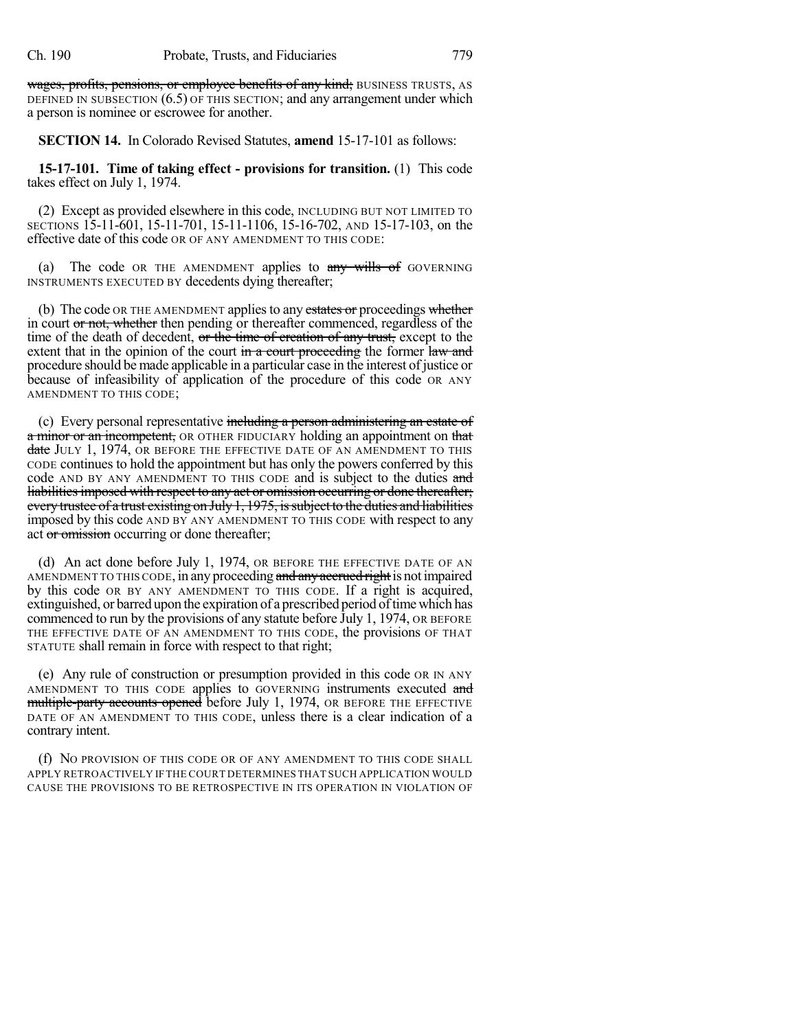~~wages, profits, pensions, or employee benefits of any kind;~~ BUSINESS TRUSTS, AS DEFINED IN SUBSECTION (6.5) OF THIS SECTION; and any arrangement under which a person is nominee or escrowee for another.

**SECTION 14.** In Colorado Revised Statutes, **amend** 15-17-101 as follows:

**15-17-101. Time of taking effect - provisions for transition.** (1) This code takes effect on July 1, 1974.

(2) Except as provided elsewhere in this code, INCLUDING BUT NOT LIMITED TO SECTIONS 15-11-601, 15-11-701, 15-11-1106, 15-16-702, AND 15-17-103, on the effective date of this code OR OF ANY AMENDMENT TO THIS CODE:

(a) The code OR THE AMENDMENT applies to ~~any wills of~~ GOVERNING INSTRUMENTS EXECUTED BY decedents dying thereafter;

(b) The code OR THE AMENDMENT applies to any ~~estates or~~ proceedings ~~whether~~ in court ~~or not, whether~~ then pending or thereafter commenced, regardless of the time of the death of decedent, ~~or the time of creation of any trust,~~ except to the extent that in the opinion of the court ~~in a court proceeding~~ the former ~~law and~~ procedure should be made applicable in a particular case in the interest of justice or because of infeasibility of application of the procedure of this code OR ANY AMENDMENT TO THIS CODE;

(c) Every personal representative ~~including a person administering an estate of a minor or an incompetent,~~ OR OTHER FIDUCIARY holding an appointment on ~~that date~~ JULY 1, 1974, OR BEFORE THE EFFECTIVE DATE OF AN AMENDMENT TO THIS CODE continues to hold the appointment but has only the powers conferred by this code AND BY ANY AMENDMENT TO THIS CODE and is subject to the duties ~~and liabilities imposed with respect to any act or omission occurring or done thereafter; every trustee of a trust existing on July 1, 1975, is subject to the duties and liabilities~~ imposed by this code AND BY ANY AMENDMENT TO THIS CODE with respect to any act ~~or omission~~ occurring or done thereafter;

(d) An act done before July 1, 1974, OR BEFORE THE EFFECTIVE DATE OF AN AMENDMENT TO THIS CODE, in any proceeding ~~and any accrued right~~ is not impaired by this code OR BY ANY AMENDMENT TO THIS CODE. If a right is acquired, extinguished, or barred upon the expiration of a prescribed period of time which has commenced to run by the provisions of any statute before July 1, 1974, OR BEFORE THE EFFECTIVE DATE OF AN AMENDMENT TO THIS CODE, the provisions OF THAT STATUTE shall remain in force with respect to that right;

(e) Any rule of construction or presumption provided in this code OR IN ANY AMENDMENT TO THIS CODE applies to GOVERNING instruments executed ~~and multiple-party accounts opened~~ before July 1, 1974, OR BEFORE THE EFFECTIVE DATE OF AN AMENDMENT TO THIS CODE, unless there is a clear indication of a contrary intent.

(f) NO PROVISION OF THIS CODE OR OF ANY AMENDMENT TO THIS CODE SHALL APPLY RETROACTIVELY IF THE COURT DETERMINES THAT SUCH APPLICATION WOULD CAUSE THE PROVISIONS TO BE RETROSPECTIVE IN ITS OPERATION IN VIOLATION OF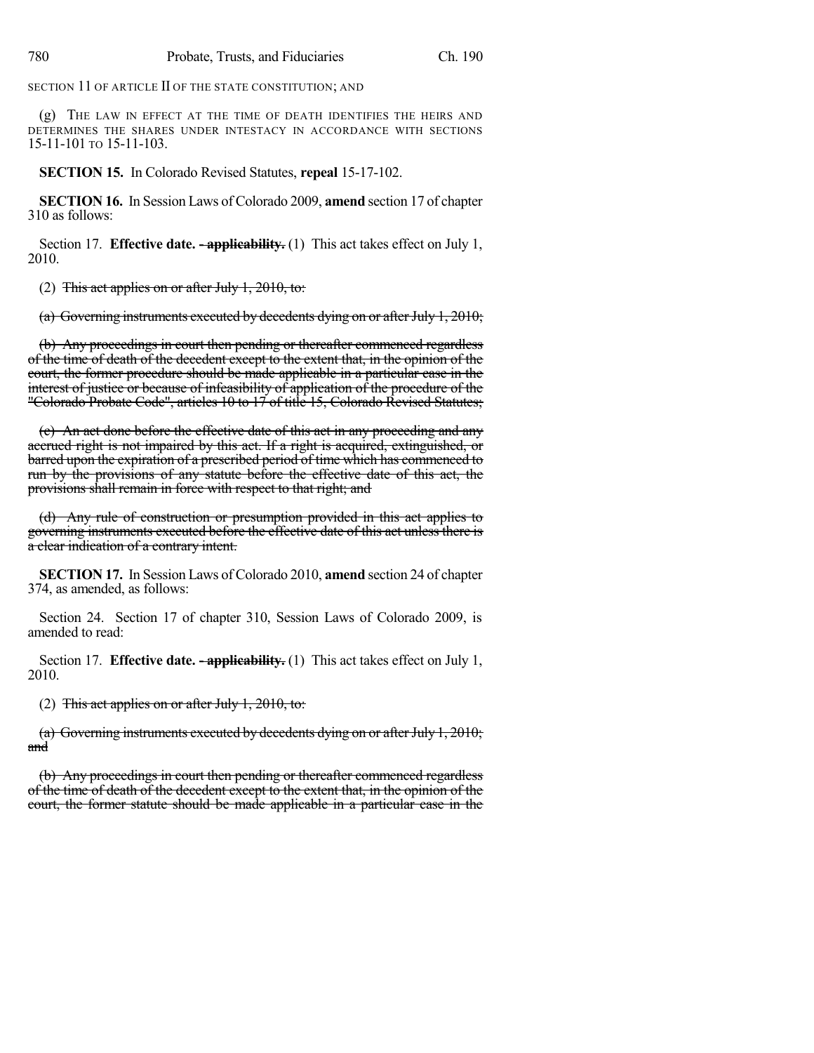SECTION 11 OF ARTICLE II OF THE STATE CONSTITUTION; AND

(g) THE LAW IN EFFECT AT THE TIME OF DEATH IDENTIFIES THE HEIRS AND DETERMINES THE SHARES UNDER INTESTACY IN ACCORDANCE WITH SECTIONS 15-11-101 TO 15-11-103.

**SECTION 15.** In Colorado Revised Statutes, **repeal** 15-17-102.

**SECTION 16.** In Session Laws of Colorado 2009, **amend** section 17 of chapter 310 as follows:

Section 17. **Effective date. ~~- applicability.~~** (1) This act takes effect on July 1, 2010.

(2) ~~This act applies on or after July 1, 2010, to:~~

~~(a) Governing instruments executed by decedents dying on or after July 1, 2010;~~

~~(b) Any proceedings in court then pending or thereafter commenced regardless of the time of death of the decedent except to the extent that, in the opinion of the court, the former procedure should be made applicable in a particular case in the interest of justice or because of infeasibility of application of the procedure of the "Colorado Probate Code", articles 10 to 17 of title 15, Colorado Revised Statutes;~~

~~(c) An act done before the effective date of this act in any proceeding and any accrued right is not impaired by this act. If a right is acquired, extinguished, or barred upon the expiration of a prescribed period of time which has commenced to run by the provisions of any statute before the effective date of this act, the provisions shall remain in force with respect to that right; and~~

~~(d) Any rule of construction or presumption provided in this act applies to governing instruments executed before the effective date of this act unless there is a clear indication of a contrary intent.~~

**SECTION 17.** In Session Laws of Colorado 2010, **amend** section 24 of chapter 374, as amended, as follows:

Section 24. Section 17 of chapter 310, Session Laws of Colorado 2009, is amended to read:

Section 17. **Effective date. ~~- applicability.~~** (1) This act takes effect on July 1, 2010.

(2) ~~This act applies on or after July 1, 2010, to:~~

~~(a) Governing instruments executed by decedents dying on or after July 1, 2010; and~~

~~(b) Any proceedings in court then pending or thereafter commenced regardless of the time of death of the decedent except to the extent that, in the opinion of the court, the former statute should be made applicable in a particular case in the~~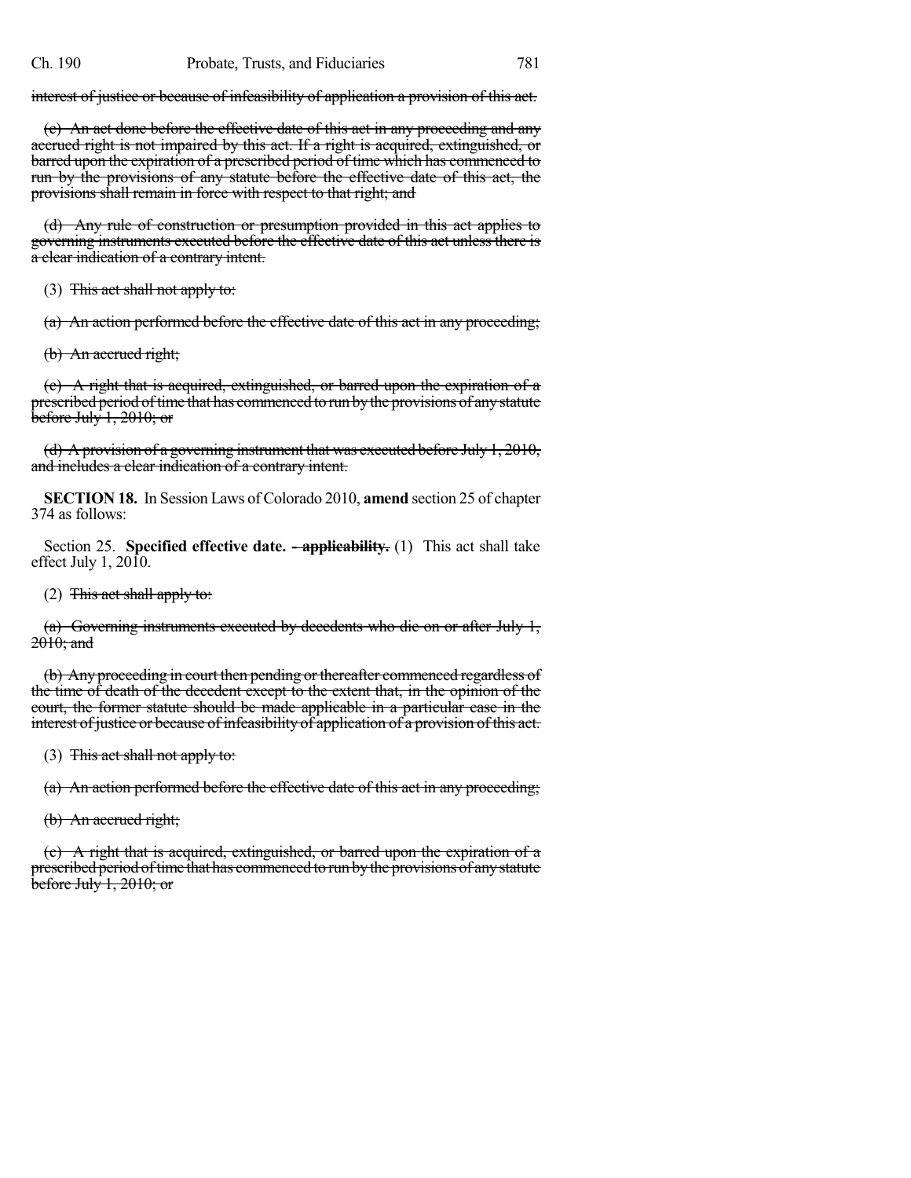~~interest of justice or because of infeasibility of application a provision of this act.~~

~~(c) An act done before the effective date of this act in any proceeding and any accrued right is not impaired by this act. If a right is acquired, extinguished, or barred upon the expiration of a prescribed period of time which has commenced to run by the provisions of any statute before the effective date of this act, the provisions shall remain in force with respect to that right; and~~

~~(d) Any rule of construction or presumption provided in this act applies to governing instruments executed before the effective date of this act unless there is a clear indication of a contrary intent.~~

(3) ~~This act shall not apply to:~~

~~(a) An action performed before the effective date of this act in any proceeding;~~

~~(b) An accrued right;~~

~~(c) A right that is acquired, extinguished, or barred upon the expiration of a prescribed period of time that has commenced to run by the provisions of any statute before July 1, 2010; or~~

~~(d) A provision of a governing instrument that was executed before July 1, 2010, and includes a clear indication of a contrary intent.~~

**SECTION 18.** In Session Laws of Colorado 2010, **amend** section 25 of chapter 374 as follows:

Section 25. **Specified effective date.** ~~**- applicability.**~~ (1) This act shall take effect July 1, 2010.

(2) ~~This act shall apply to:~~

~~(a) Governing instruments executed by decedents who die on or after July 1, 2010; and~~

~~(b) Any proceeding in court then pending or thereafter commenced regardless of the time of death of the decedent except to the extent that, in the opinion of the court, the former statute should be made applicable in a particular case in the interest of justice or because of infeasibility of application of a provision of this act.~~

(3) ~~This act shall not apply to:~~

~~(a) An action performed before the effective date of this act in any proceeding;~~

~~(b) An accrued right;~~

~~(c) A right that is acquired, extinguished, or barred upon the expiration of a prescribed period of time that has commenced to run by the provisions of any statute before July 1, 2010; or~~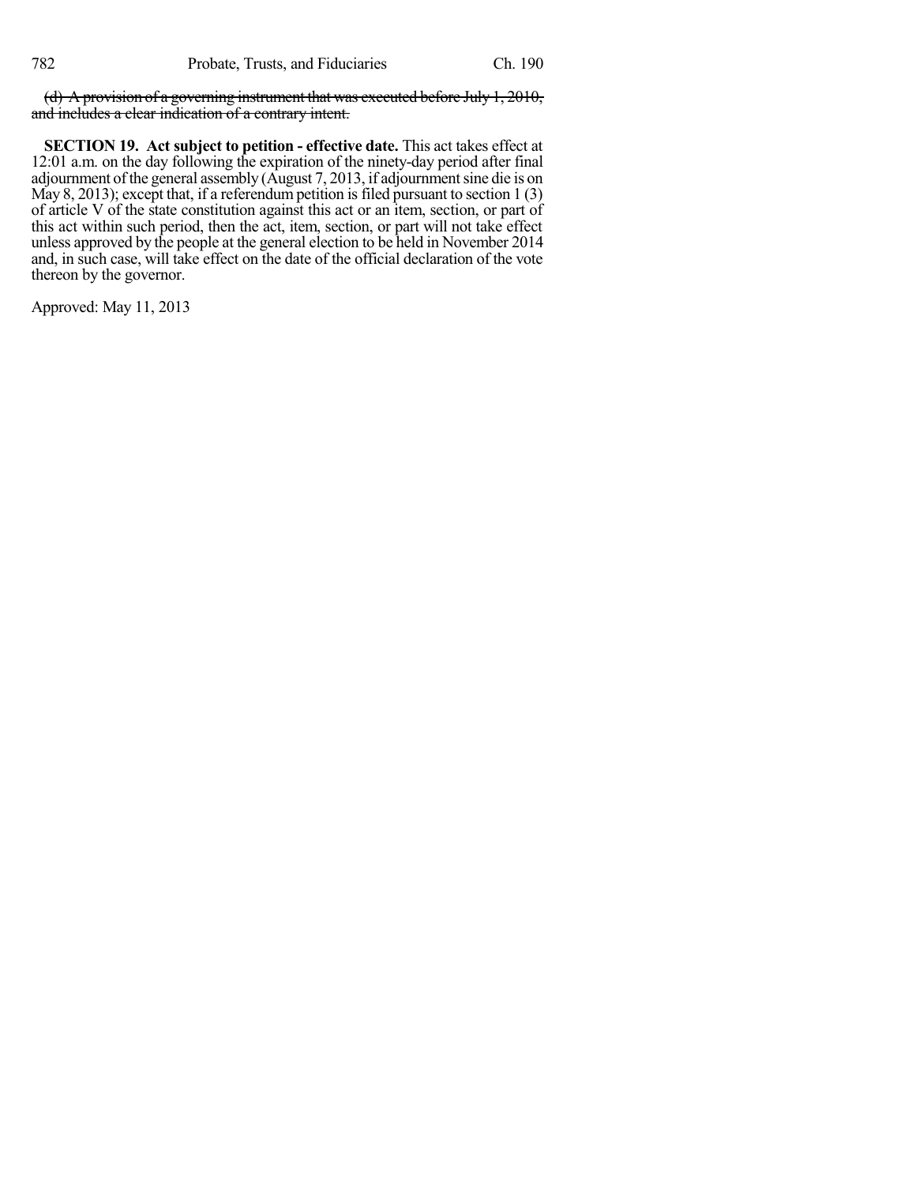~~(d) A provision of a governing instrument that was executed before July 1, 2010, and includes a clear indication of a contrary intent.~~

**SECTION 19. Act subject to petition - effective date.** This act takes effect at 12:01 a.m. on the day following the expiration of the ninety-day period after final adjournment of the general assembly (August 7, 2013, if adjournment sine die is on May 8, 2013); except that, if a referendum petition is filed pursuant to section 1 (3) of article V of the state constitution against this act or an item, section, or part of this act within such period, then the act, item, section, or part will not take effect unless approved by the people at the general election to be held in November 2014 and, in such case, will take effect on the date of the official declaration of the vote thereon by the governor.

Approved: May 11, 2013